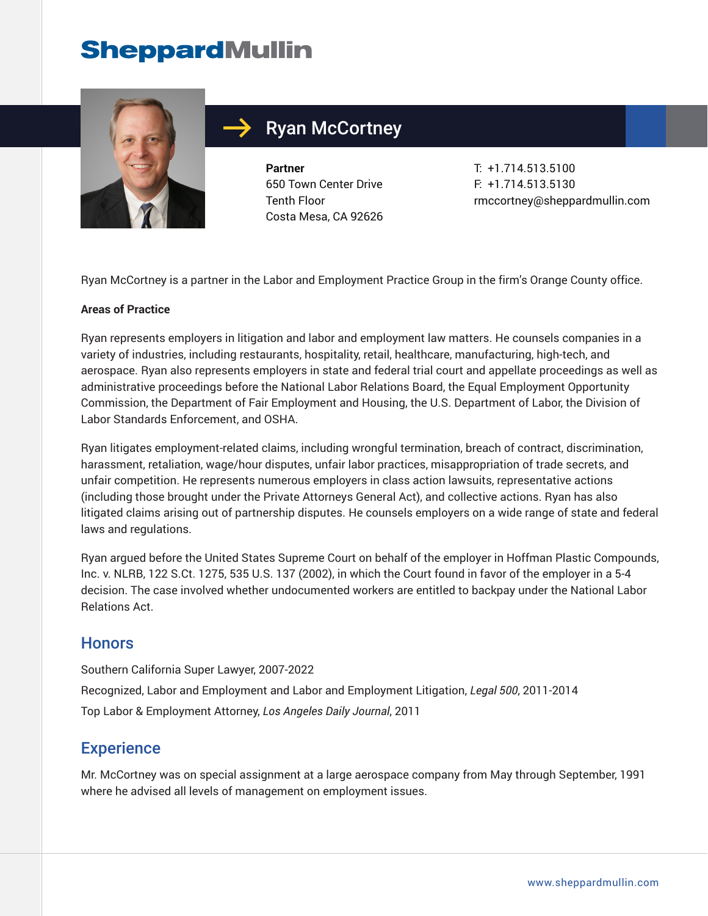SheppardMullin

# Ryan McCortney

**Partner**
650 Town Center Drive
Tenth Floor
Costa Mesa, CA 92626

T: +1.714.513.5100
F: +1.714.513.5130
rmccortney@sheppardmullin.com

Ryan McCortney is a partner in the Labor and Employment Practice Group in the firm's Orange County office.

**Areas of Practice**

Ryan represents employers in litigation and labor and employment law matters. He counsels companies in a variety of industries, including restaurants, hospitality, retail, healthcare, manufacturing, high-tech, and aerospace. Ryan also represents employers in state and federal trial court and appellate proceedings as well as administrative proceedings before the National Labor Relations Board, the Equal Employment Opportunity Commission, the Department of Fair Employment and Housing, the U.S. Department of Labor, the Division of Labor Standards Enforcement, and OSHA.

Ryan litigates employment-related claims, including wrongful termination, breach of contract, discrimination, harassment, retaliation, wage/hour disputes, unfair labor practices, misappropriation of trade secrets, and unfair competition. He represents numerous employers in class action lawsuits, representative actions (including those brought under the Private Attorneys General Act), and collective actions. Ryan has also litigated claims arising out of partnership disputes. He counsels employers on a wide range of state and federal laws and regulations.

Ryan argued before the United States Supreme Court on behalf of the employer in Hoffman Plastic Compounds, Inc. v. NLRB, 122 S.Ct. 1275, 535 U.S. 137 (2002), in which the Court found in favor of the employer in a 5-4 decision. The case involved whether undocumented workers are entitled to backpay under the National Labor Relations Act.

## Honors

Southern California Super Lawyer, 2007-2022

Recognized, Labor and Employment and Labor and Employment Litigation, *Legal 500*, 2011-2014

Top Labor & Employment Attorney, *Los Angeles Daily Journal*, 2011

## Experience

Mr. McCortney was on special assignment at a large aerospace company from May through September, 1991 where he advised all levels of management on employment issues.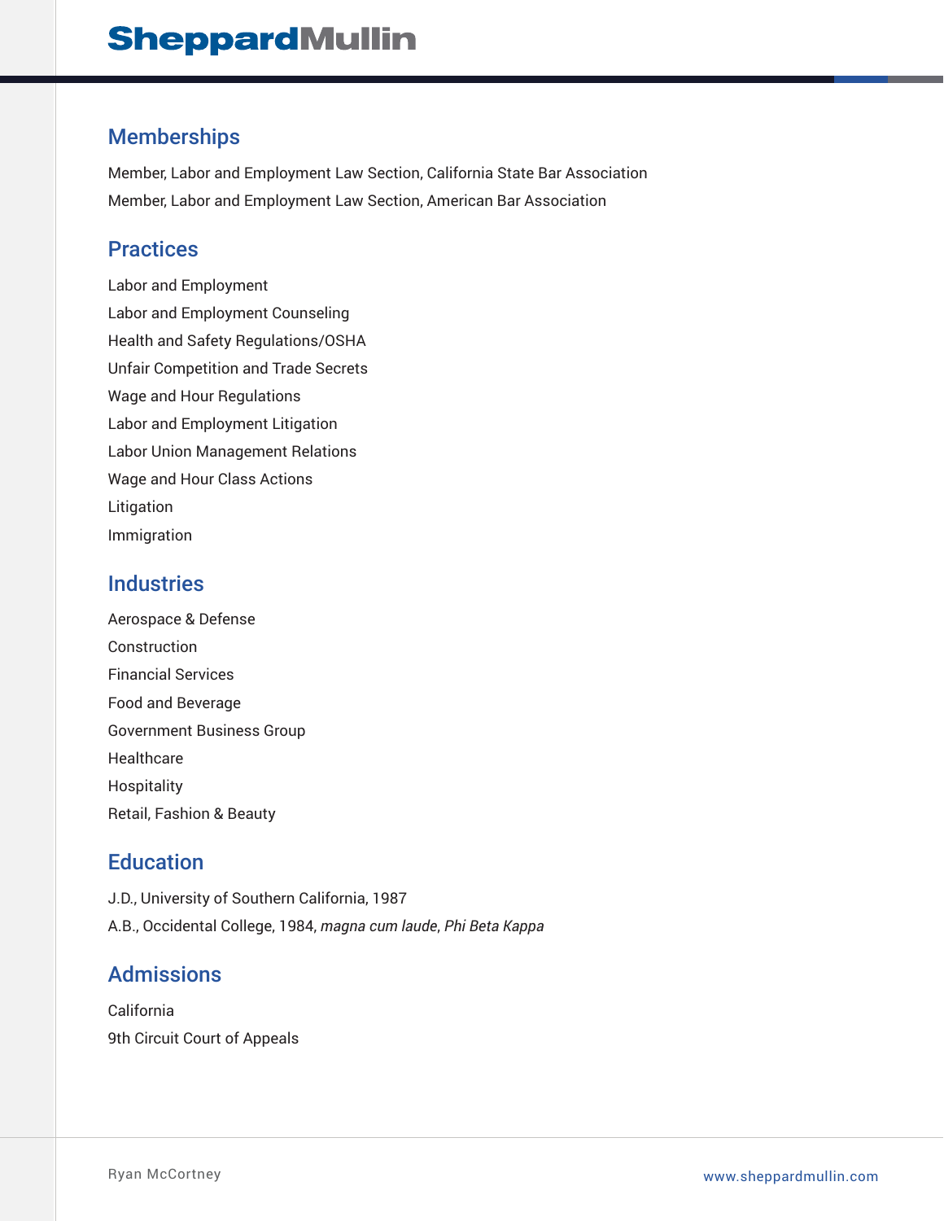## Memberships

Member, Labor and Employment Law Section, California State Bar Association

Member, Labor and Employment Law Section, American Bar Association

## Practices

Labor and Employment

Labor and Employment Counseling

Health and Safety Regulations/OSHA

Unfair Competition and Trade Secrets

Wage and Hour Regulations

Labor and Employment Litigation

Labor Union Management Relations

Wage and Hour Class Actions

Litigation

Immigration

## Industries

Aerospace & Defense

Construction

Financial Services

Food and Beverage

Government Business Group

Healthcare

Hospitality

Retail, Fashion & Beauty

## Education

J.D., University of Southern California, 1987

A.B., Occidental College, 1984, *magna cum laude*, *Phi Beta Kappa*

## Admissions

California

9th Circuit Court of Appeals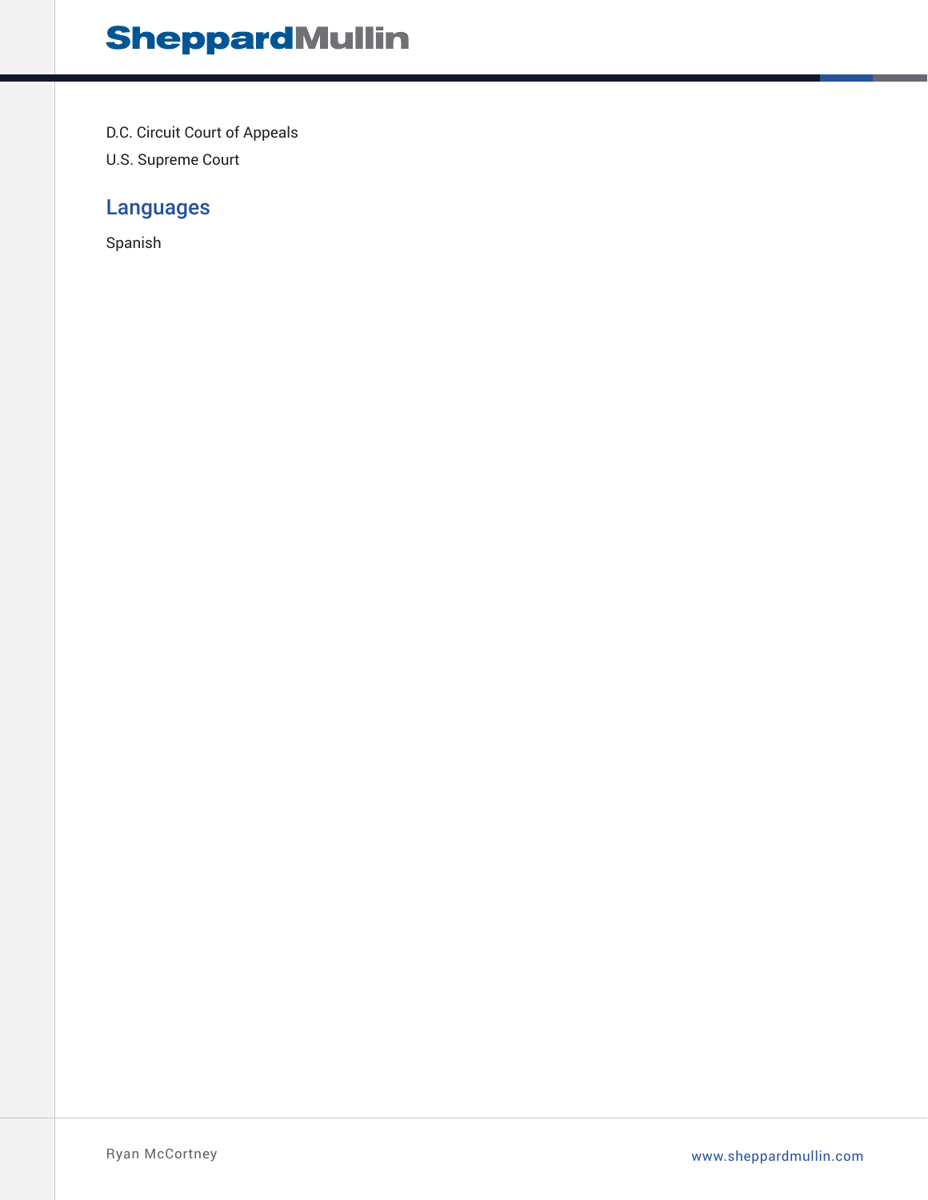D.C. Circuit Court of Appeals

U.S. Supreme Court

## Languages

Spanish